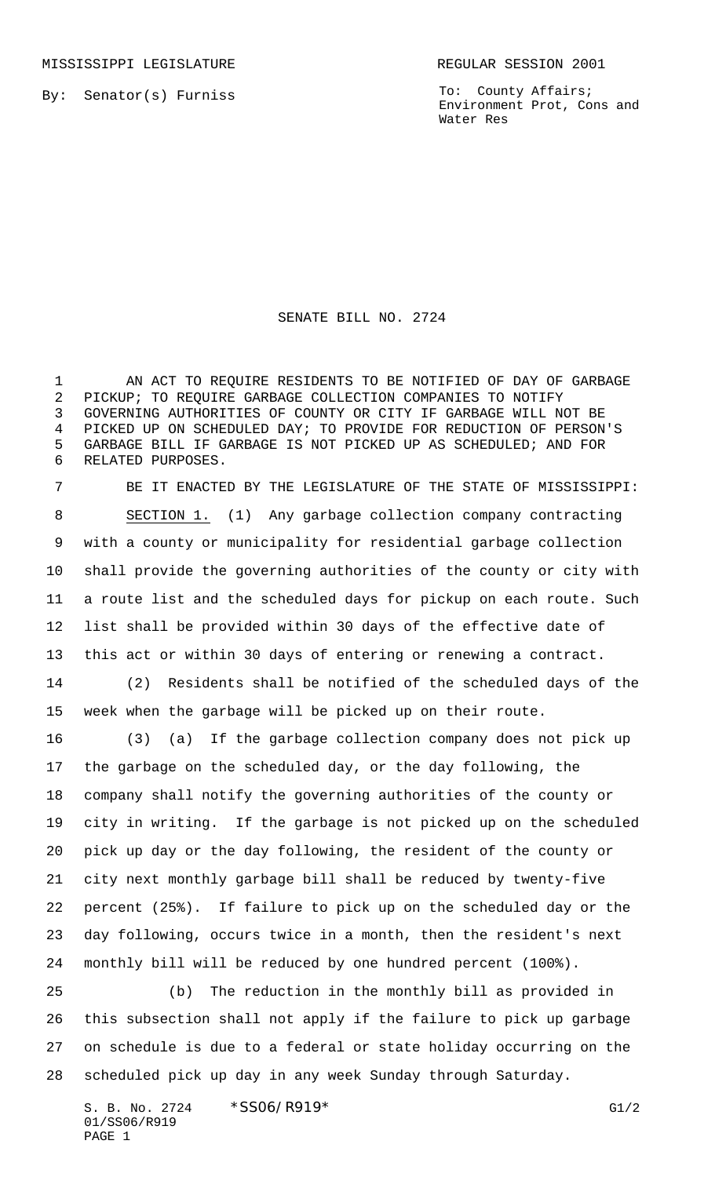MISSISSIPPI LEGISLATURE REGULAR SESSION 2001

By: Senator(s) Furniss

To: County Affairs; Environment Prot, Cons and Water Res

# SENATE BILL NO. 2724

AN ACT TO REQUIRE RESIDENTS TO BE NOTIFIED OF DAY OF GARBAGE PICKUP; TO REQUIRE GARBAGE COLLECTION COMPANIES TO NOTIFY GOVERNING AUTHORITIES OF COUNTY OR CITY IF GARBAGE WILL NOT BE PICKED UP ON SCHEDULED DAY; TO PROVIDE FOR REDUCTION OF PERSON'S GARBAGE BILL IF GARBAGE IS NOT PICKED UP AS SCHEDULED; AND FOR RELATED PURPOSES.

BE IT ENACTED BY THE LEGISLATURE OF THE STATE OF MISSISSIPPI:

SECTION 1. (1) Any garbage collection company contracting with a county or municipality for residential garbage collection shall provide the governing authorities of the county or city with a route list and the scheduled days for pickup on each route. Such list shall be provided within 30 days of the effective date of this act or within 30 days of entering or renewing a contract.

(2) Residents shall be notified of the scheduled days of the week when the garbage will be picked up on their route.

(3) (a) If the garbage collection company does not pick up the garbage on the scheduled day, or the day following, the company shall notify the governing authorities of the county or city in writing. If the garbage is not picked up on the scheduled pick up day or the day following, the resident of the county or city next monthly garbage bill shall be reduced by twenty-five percent (25%). If failure to pick up on the scheduled day or the day following, occurs twice in a month, then the resident's next monthly bill will be reduced by one hundred percent (100%).

(b) The reduction in the monthly bill as provided in this subsection shall not apply if the failure to pick up garbage on schedule is due to a federal or state holiday occurring on the scheduled pick up day in any week Sunday through Saturday.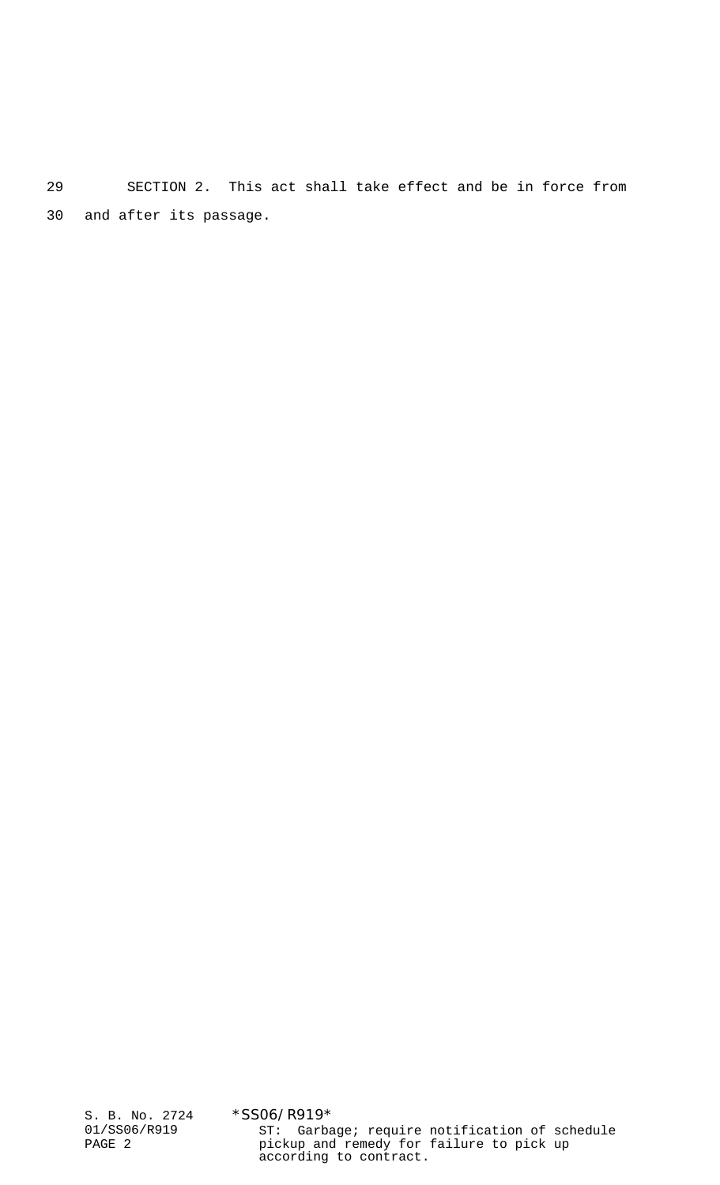SECTION 2. This act shall take effect and be in force from and after its passage.